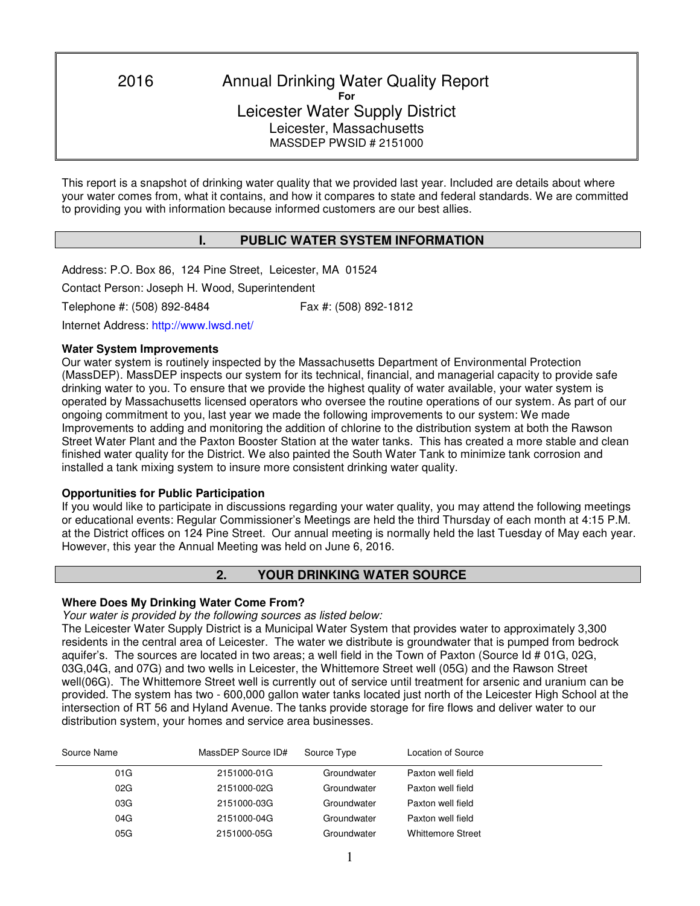# 2016 Annual Drinking Water Quality Report

For

## Leicester Water Supply District

Leicester, Massachusetts

MASSDEP PWSID # 2151000

This report is a snapshot of drinking water quality that we provided last year. Included are details about where your water comes from, what it contains, and how it compares to state and federal standards. We are committed to providing you with information because informed customers are our best allies.

## I. PUBLIC WATER SYSTEM INFORMATION

Address: P.O. Box 86, 124 Pine Street, Leicester, MA 01524

Contact Person: Joseph H. Wood, Superintendent

Telephone #: (508) 892-8484 Fax #: (508) 892-1812

Internet Address: http://www.lwsd.net/

**Water System Improvements**

Our water system is routinely inspected by the Massachusetts Department of Environmental Protection (MassDEP). MassDEP inspects our system for its technical, financial, and managerial capacity to provide safe drinking water to you. To ensure that we provide the highest quality of water available, your water system is operated by Massachusetts licensed operators who oversee the routine operations of our system. As part of our ongoing commitment to you, last year we made the following improvements to our system: We made Improvements to adding and monitoring the addition of chlorine to the distribution system at both the Rawson Street Water Plant and the Paxton Booster Station at the water tanks. This has created a more stable and clean finished water quality for the District. We also painted the South Water Tank to minimize tank corrosion and installed a tank mixing system to insure more consistent drinking water quality.

**Opportunities for Public Participation**

If you would like to participate in discussions regarding your water quality, you may attend the following meetings or educational events: Regular Commissioner's Meetings are held the third Thursday of each month at 4:15 P.M. at the District offices on 124 Pine Street. Our annual meeting is normally held the last Tuesday of May each year. However, this year the Annual Meeting was held on June 6, 2016.

## 2. YOUR DRINKING WATER SOURCE

**Where Does My Drinking Water Come From?**

*Your water is provided by the following sources as listed below:*

The Leicester Water Supply District is a Municipal Water System that provides water to approximately 3,300 residents in the central area of Leicester. The water we distribute is groundwater that is pumped from bedrock aquifer's. The sources are located in two areas; a well field in the Town of Paxton (Source Id # 01G, 02G, 03G,04G, and 07G) and two wells in Leicester, the Whittemore Street well (05G) and the Rawson Street well(06G). The Whittemore Street well is currently out of service until treatment for arsenic and uranium can be provided. The system has two - 600,000 gallon water tanks located just north of the Leicester High School at the intersection of RT 56 and Hyland Avenue. The tanks provide storage for fire flows and deliver water to our distribution system, your homes and service area businesses.

| Source Name | MassDEP Source ID# | Source Type | Location of Source |
|---|---|---|---|
| 01G | 2151000-01G | Groundwater | Paxton well field |
| 02G | 2151000-02G | Groundwater | Paxton well field |
| 03G | 2151000-03G | Groundwater | Paxton well field |
| 04G | 2151000-04G | Groundwater | Paxton well field |
| 05G | 2151000-05G | Groundwater | Whittemore Street |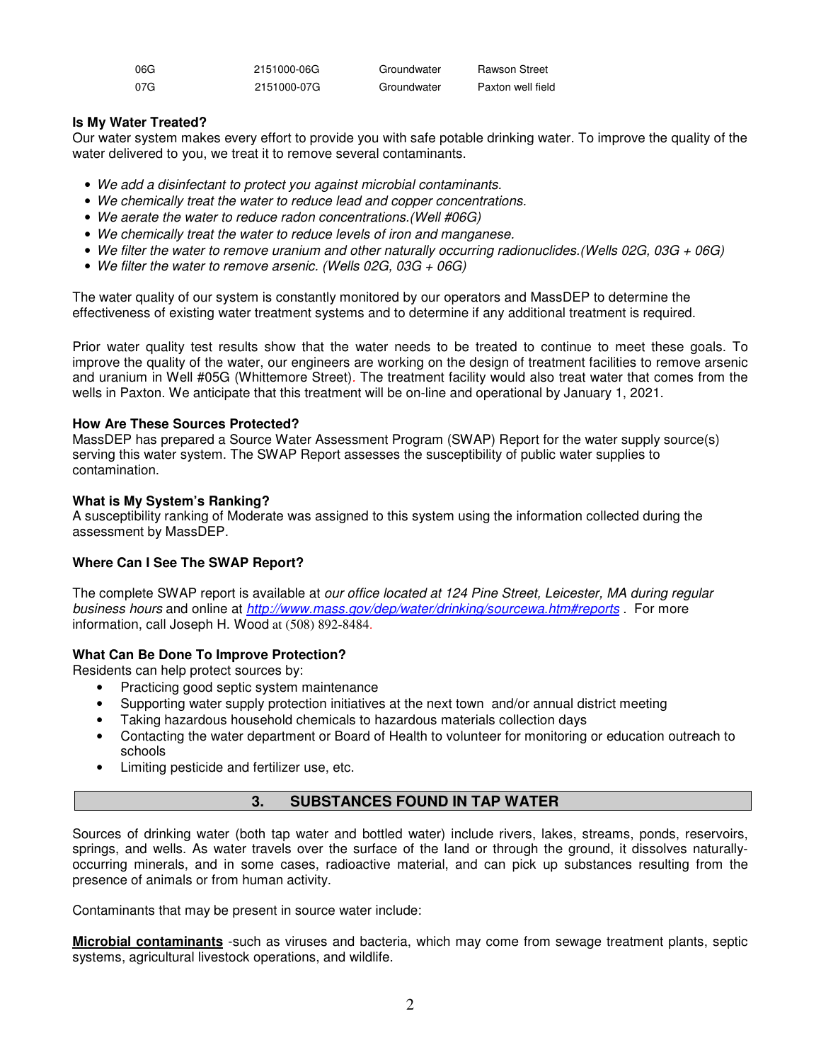| | | | |
|---|---|---|---|
| 06G | 2151000-06G | Groundwater | Rawson Street |
| 07G | 2151000-07G | Groundwater | Paxton well field |

**Is My Water Treated?**

Our water system makes every effort to provide you with safe potable drinking water. To improve the quality of the water delivered to you, we treat it to remove several contaminants.

- *We add a disinfectant to protect you against microbial contaminants.*
- *We chemically treat the water to reduce lead and copper concentrations.*
- *We aerate the water to reduce radon concentrations.(Well #06G)*
- *We chemically treat the water to reduce levels of iron and manganese.*
- *We filter the water to remove uranium and other naturally occurring radionuclides.(Wells 02G, 03G + 06G)*
- *We filter the water to remove arsenic. (Wells 02G, 03G + 06G)*

The water quality of our system is constantly monitored by our operators and MassDEP to determine the effectiveness of existing water treatment systems and to determine if any additional treatment is required.

Prior water quality test results show that the water needs to be treated to continue to meet these goals. To improve the quality of the water, our engineers are working on the design of treatment facilities to remove arsenic and uranium in Well #05G (Whittemore Street). The treatment facility would also treat water that comes from the wells in Paxton. We anticipate that this treatment will be on-line and operational by January 1, 2021.

**How Are These Sources Protected?**

MassDEP has prepared a Source Water Assessment Program (SWAP) Report for the water supply source(s) serving this water system. The SWAP Report assesses the susceptibility of public water supplies to contamination.

**What is My System's Ranking?**

A susceptibility ranking of Moderate was assigned to this system using the information collected during the assessment by MassDEP.

**Where Can I See The SWAP Report?**

The complete SWAP report is available at *our office located at 124 Pine Street, Leicester, MA during regular business hours* and online at *http://www.mass.gov/dep/water/drinking/sourcewa.htm#reports* . For more information, call Joseph H. Wood at (508) 892-8484.

**What Can Be Done To Improve Protection?**

Residents can help protect sources by:

- Practicing good septic system maintenance
- Supporting water supply protection initiatives at the next town and/or annual district meeting
- Taking hazardous household chemicals to hazardous materials collection days
- Contacting the water department or Board of Health to volunteer for monitoring or education outreach to schools
- Limiting pesticide and fertilizer use, etc.

## 3. SUBSTANCES FOUND IN TAP WATER

Sources of drinking water (both tap water and bottled water) include rivers, lakes, streams, ponds, reservoirs, springs, and wells. As water travels over the surface of the land or through the ground, it dissolves naturally-occurring minerals, and in some cases, radioactive material, and can pick up substances resulting from the presence of animals or from human activity.

Contaminants that may be present in source water include:

**Microbial contaminants** -such as viruses and bacteria, which may come from sewage treatment plants, septic systems, agricultural livestock operations, and wildlife.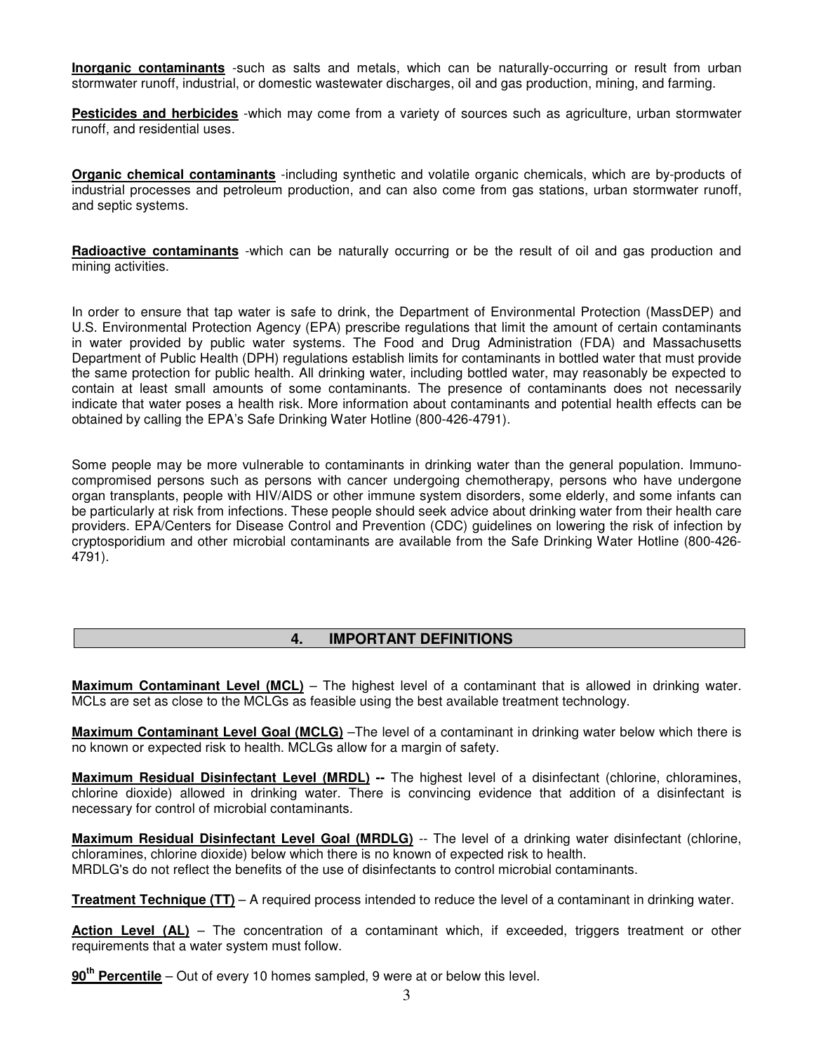**Inorganic contaminants** -such as salts and metals, which can be naturally-occurring or result from urban stormwater runoff, industrial, or domestic wastewater discharges, oil and gas production, mining, and farming.

**Pesticides and herbicides** -which may come from a variety of sources such as agriculture, urban stormwater runoff, and residential uses.

**Organic chemical contaminants** -including synthetic and volatile organic chemicals, which are by-products of industrial processes and petroleum production, and can also come from gas stations, urban stormwater runoff, and septic systems.

**Radioactive contaminants** -which can be naturally occurring or be the result of oil and gas production and mining activities.

In order to ensure that tap water is safe to drink, the Department of Environmental Protection (MassDEP) and U.S. Environmental Protection Agency (EPA) prescribe regulations that limit the amount of certain contaminants in water provided by public water systems. The Food and Drug Administration (FDA) and Massachusetts Department of Public Health (DPH) regulations establish limits for contaminants in bottled water that must provide the same protection for public health. All drinking water, including bottled water, may reasonably be expected to contain at least small amounts of some contaminants. The presence of contaminants does not necessarily indicate that water poses a health risk. More information about contaminants and potential health effects can be obtained by calling the EPA's Safe Drinking Water Hotline (800-426-4791).

Some people may be more vulnerable to contaminants in drinking water than the general population. Immuno-compromised persons such as persons with cancer undergoing chemotherapy, persons who have undergone organ transplants, people with HIV/AIDS or other immune system disorders, some elderly, and some infants can be particularly at risk from infections. These people should seek advice about drinking water from their health care providers. EPA/Centers for Disease Control and Prevention (CDC) guidelines on lowering the risk of infection by cryptosporidium and other microbial contaminants are available from the Safe Drinking Water Hotline (800-426-4791).

## 4. IMPORTANT DEFINITIONS

**Maximum Contaminant Level (MCL)** – The highest level of a contaminant that is allowed in drinking water. MCLs are set as close to the MCLGs as feasible using the best available treatment technology.

**Maximum Contaminant Level Goal (MCLG)** –The level of a contaminant in drinking water below which there is no known or expected risk to health. MCLGs allow for a margin of safety.

**Maximum Residual Disinfectant Level (MRDL) --** The highest level of a disinfectant (chlorine, chloramines, chlorine dioxide) allowed in drinking water. There is convincing evidence that addition of a disinfectant is necessary for control of microbial contaminants.

**Maximum Residual Disinfectant Level Goal (MRDLG)** -- The level of a drinking water disinfectant (chlorine, chloramines, chlorine dioxide) below which there is no known of expected risk to health.
MRDLG's do not reflect the benefits of the use of disinfectants to control microbial contaminants.

**Treatment Technique (TT)** – A required process intended to reduce the level of a contaminant in drinking water.

**Action Level (AL)** – The concentration of a contaminant which, if exceeded, triggers treatment or other requirements that a water system must follow.

**90th Percentile** – Out of every 10 homes sampled, 9 were at or below this level.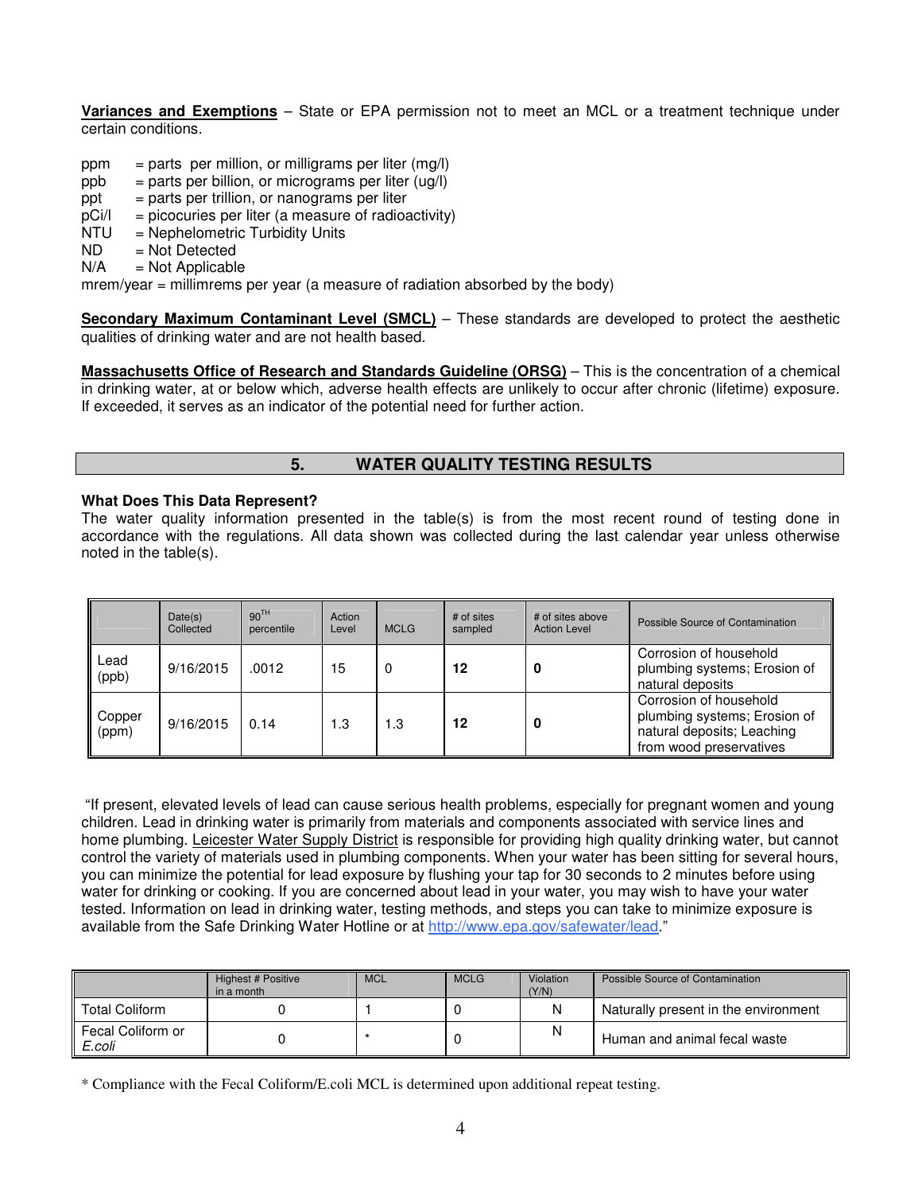**Variances and Exemptions** – State or EPA permission not to meet an MCL or a treatment technique under certain conditions.

ppm = parts per million, or milligrams per liter (mg/l)
ppb = parts per billion, or micrograms per liter (ug/l)
ppt = parts per trillion, or nanograms per liter
pCi/l = picocuries per liter (a measure of radioactivity)
NTU = Nephelometric Turbidity Units
ND = Not Detected
N/A = Not Applicable
mrem/year = millimrems per year (a measure of radiation absorbed by the body)

**Secondary Maximum Contaminant Level (SMCL)** – These standards are developed to protect the aesthetic qualities of drinking water and are not health based.

**Massachusetts Office of Research and Standards Guideline (ORSG)** – This is the concentration of a chemical in drinking water, at or below which, adverse health effects are unlikely to occur after chronic (lifetime) exposure. If exceeded, it serves as an indicator of the potential need for further action.

## 5. WATER QUALITY TESTING RESULTS

**What Does This Data Represent?**
The water quality information presented in the table(s) is from the most recent round of testing done in accordance with the regulations. All data shown was collected during the last calendar year unless otherwise noted in the table(s).

| | Date(s) Collected | 90[TH] percentile | Action Level | MCLG | # of sites sampled | # of sites above Action Level | Possible Source of Contamination |
|---|---|---|---|---|---|---|---|
| Lead (ppb) | 9/16/2015 | .0012 | 15 | 0 | **12** | **0** | Corrosion of household plumbing systems; Erosion of natural deposits |
| Copper (ppm) | 9/16/2015 | 0.14 | 1.3 | 1.3 | **12** | **0** | Corrosion of household plumbing systems; Erosion of natural deposits; Leaching from wood preservatives |

"If present, elevated levels of lead can cause serious health problems, especially for pregnant women and young children. Lead in drinking water is primarily from materials and components associated with service lines and home plumbing. Leicester Water Supply District is responsible for providing high quality drinking water, but cannot control the variety of materials used in plumbing components. When your water has been sitting for several hours, you can minimize the potential for lead exposure by flushing your tap for 30 seconds to 2 minutes before using water for drinking or cooking. If you are concerned about lead in your water, you may wish to have your water tested. Information on lead in drinking water, testing methods, and steps you can take to minimize exposure is available from the Safe Drinking Water Hotline or at http://www.epa.gov/safewater/lead."

| | Highest # Positive in a month | MCL | MCLG | Violation (Y/N) | Possible Source of Contamination |
|---|---|---|---|---|---|
| Total Coliform | 0 | 1 | 0 | N | Naturally present in the environment |
| Fecal Coliform or *E.coli* | 0 | * | 0 | N | Human and animal fecal waste |

* Compliance with the Fecal Coliform/E.coli MCL is determined upon additional repeat testing.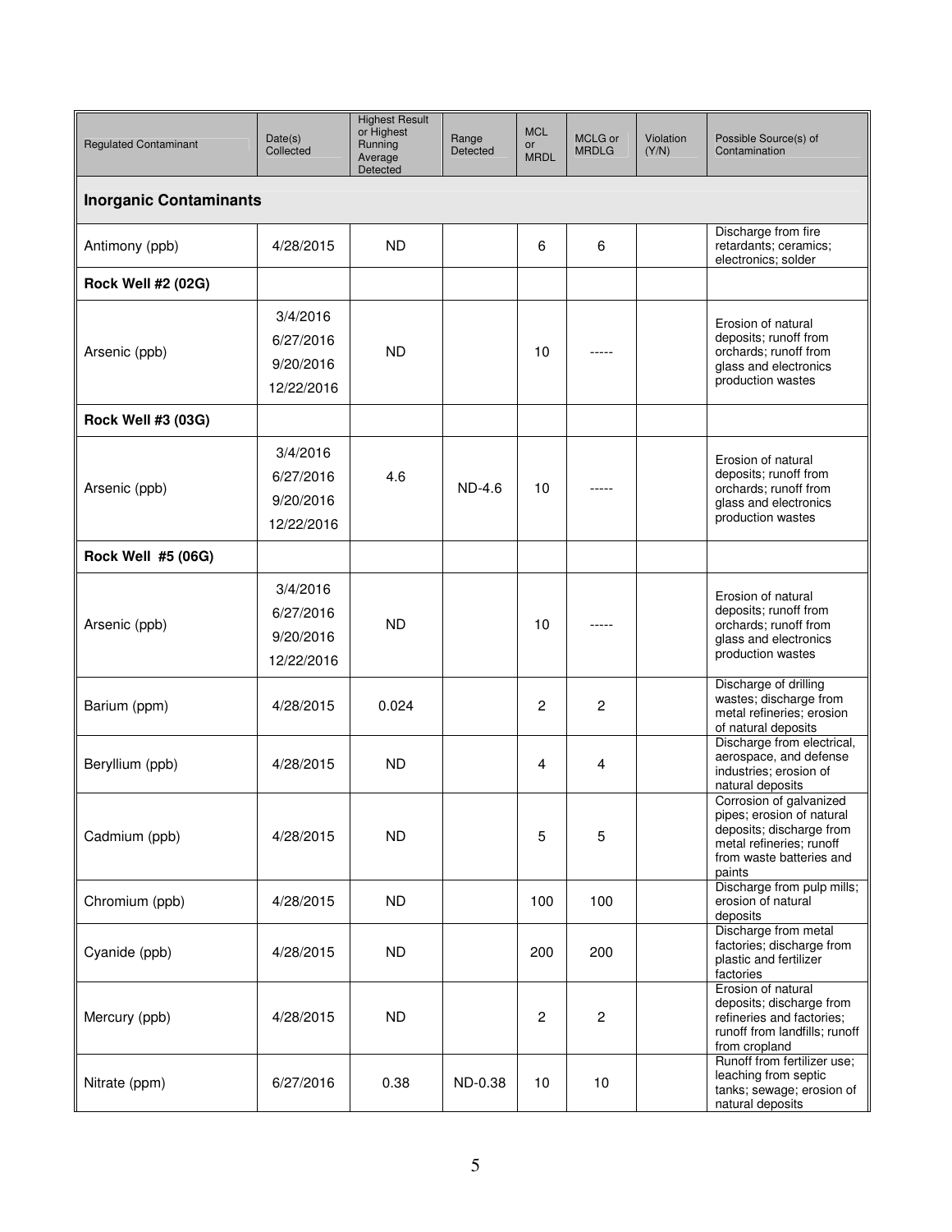| Regulated Contaminant | Date(s) Collected | Highest Result or Highest Running Average Detected | Range Detected | MCL or MRDL | MCLG or MRDLG | Violation (Y/N) | Possible Source(s) of Contamination |
|---|---|---|---|---|---|---|---|
| **Inorganic Contaminants** | | | | | | | |
| Antimony (ppb) | 4/28/2015 | ND | | 6 | 6 | | Discharge from fire retardants; ceramics; electronics; solder |
| **Rock Well #2 (02G)** | | | | | | | |
| Arsenic (ppb) | 3/4/2016 6/27/2016 9/20/2016 12/22/2016 | ND | | 10 | ----- | | Erosion of natural deposits; runoff from orchards; runoff from glass and electronics production wastes |
| **Rock Well #3 (03G)** | | | | | | | |
| Arsenic (ppb) | 3/4/2016 6/27/2016 9/20/2016 12/22/2016 | 4.6 | ND-4.6 | 10 | ----- | | Erosion of natural deposits; runoff from orchards; runoff from glass and electronics production wastes |
| **Rock Well #5 (06G)** | | | | | | | |
| Arsenic (ppb) | 3/4/2016 6/27/2016 9/20/2016 12/22/2016 | ND | | 10 | ----- | | Erosion of natural deposits; runoff from orchards; runoff from glass and electronics production wastes |
| Barium (ppm) | 4/28/2015 | 0.024 | | 2 | 2 | | Discharge of drilling wastes; discharge from metal refineries; erosion of natural deposits |
| Beryllium (ppb) | 4/28/2015 | ND | | 4 | 4 | | Discharge from electrical, aerospace, and defense industries; erosion of natural deposits |
| Cadmium (ppb) | 4/28/2015 | ND | | 5 | 5 | | Corrosion of galvanized pipes; erosion of natural deposits; discharge from metal refineries; runoff from waste batteries and paints |
| Chromium (ppb) | 4/28/2015 | ND | | 100 | 100 | | Discharge from pulp mills; erosion of natural deposits |
| Cyanide (ppb) | 4/28/2015 | ND | | 200 | 200 | | Discharge from metal factories; discharge from plastic and fertilizer factories |
| Mercury (ppb) | 4/28/2015 | ND | | 2 | 2 | | Erosion of natural deposits; discharge from refineries and factories; runoff from landfills; runoff from cropland |
| Nitrate (ppm) | 6/27/2016 | 0.38 | ND-0.38 | 10 | 10 | | Runoff from fertilizer use; leaching from septic tanks; sewage; erosion of natural deposits |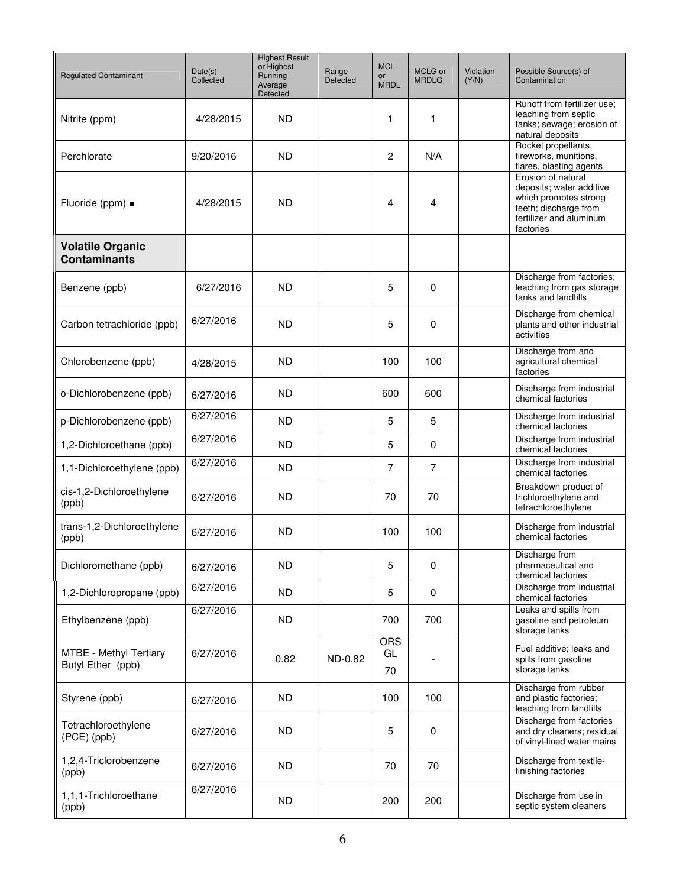| Regulated Contaminant | Date(s) Collected | Highest Result or Highest Running Average Detected | Range Detected | MCL or MRDL | MCLG or MRDLG | Violation (Y/N) | Possible Source(s) of Contamination |
|---|---|---|---|---|---|---|---|
| Nitrite (ppm) | 4/28/2015 | ND | | 1 | 1 | | Runoff from fertilizer use; leaching from septic tanks; sewage; erosion of natural deposits |
| Perchlorate | 9/20/2016 | ND | | 2 | N/A | | Rocket propellants, fireworks, munitions, flares, blasting agents |
| Fluoride (ppm) ■ | 4/28/2015 | ND | | 4 | 4 | | Erosion of natural deposits; water additive which promotes strong teeth; discharge from fertilizer and aluminum factories |
| **Volatile Organic Contaminants** | | | | | | | |
| Benzene (ppb) | 6/27/2016 | ND | | 5 | 0 | | Discharge from factories; leaching from gas storage tanks and landfills |
| Carbon tetrachloride (ppb) | 6/27/2016 | ND | | 5 | 0 | | Discharge from chemical plants and other industrial activities |
| Chlorobenzene (ppb) | 4/28/2015 | ND | | 100 | 100 | | Discharge from and agricultural chemical factories |
| o-Dichlorobenzene (ppb) | 6/27/2016 | ND | | 600 | 600 | | Discharge from industrial chemical factories |
| p-Dichlorobenzene (ppb) | 6/27/2016 | ND | | 5 | 5 | | Discharge from industrial chemical factories |
| 1,2-Dichloroethane (ppb) | 6/27/2016 | ND | | 5 | 0 | | Discharge from industrial chemical factories |
| 1,1-Dichloroethylene (ppb) | 6/27/2016 | ND | | 7 | 7 | | Discharge from industrial chemical factories |
| cis-1,2-Dichloroethylene (ppb) | 6/27/2016 | ND | | 70 | 70 | | Breakdown product of trichloroethylene and tetrachloroethylene |
| trans-1,2-Dichloroethylene (ppb) | 6/27/2016 | ND | | 100 | 100 | | Discharge from industrial chemical factories |
| Dichloromethane (ppb) | 6/27/2016 | ND | | 5 | 0 | | Discharge from pharmaceutical and chemical factories |
| 1,2-Dichloropropane (ppb) | 6/27/2016 | ND | | 5 | 0 | | Discharge from industrial chemical factories |
| Ethylbenzene (ppb) | 6/27/2016 | ND | | 700 | 700 | | Leaks and spills from gasoline and petroleum storage tanks |
| MTBE - Methyl Tertiary Butyl Ether (ppb) | 6/27/2016 | 0.82 | ND-0.82 | ORS GL 70 | - | | Fuel additive; leaks and spills from gasoline storage tanks |
| Styrene (ppb) | 6/27/2016 | ND | | 100 | 100 | | Discharge from rubber and plastic factories; leaching from landfills |
| Tetrachloroethylene (PCE) (ppb) | 6/27/2016 | ND | | 5 | 0 | | Discharge from factories and dry cleaners; residual of vinyl-lined water mains |
| 1,2,4-Triclorobenzene (ppb) | 6/27/2016 | ND | | 70 | 70 | | Discharge from textile-finishing factories |
| 1,1,1-Trichloroethane (ppb) | 6/27/2016 | ND | | 200 | 200 | | Discharge from use in septic system cleaners |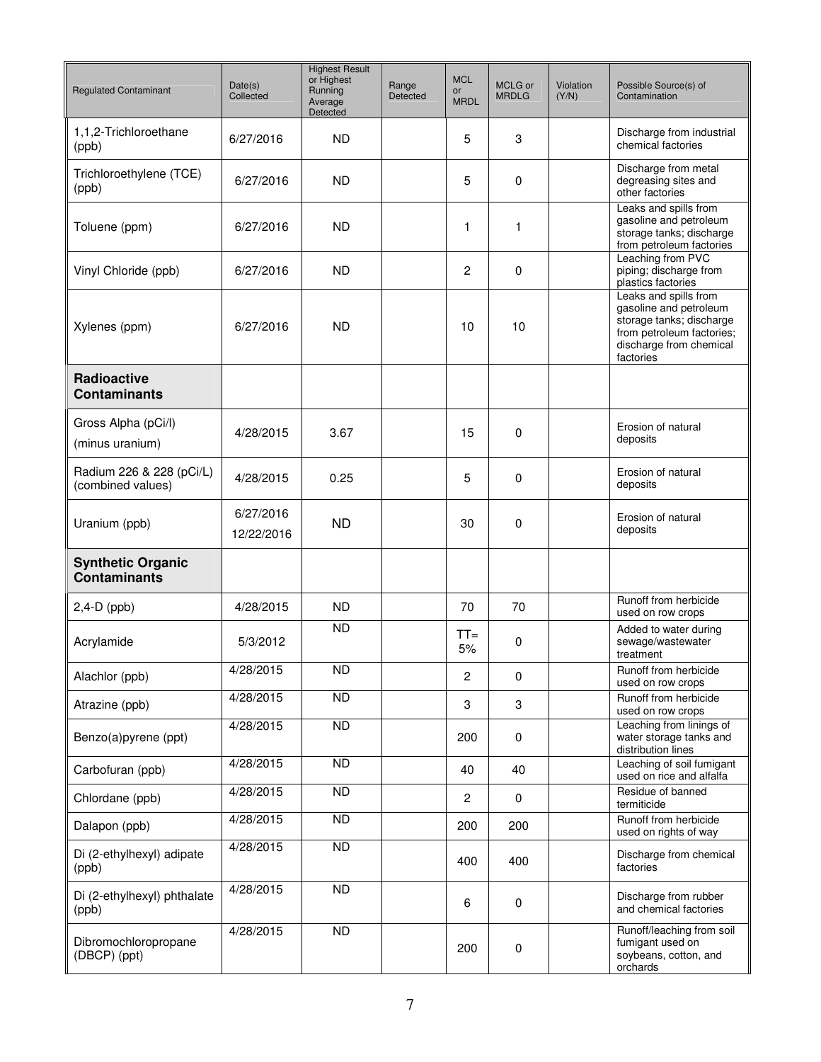| Regulated Contaminant | Date(s) Collected | Highest Result or Highest Running Average Detected | Range Detected | MCL or MRDL | MCLG or MRDLG | Violation (Y/N) | Possible Source(s) of Contamination |
|---|---|---|---|---|---|---|---|
| 1,1,2-Trichloroethane (ppb) | 6/27/2016 | ND | | 5 | 3 | | Discharge from industrial chemical factories |
| Trichloroethylene (TCE) (ppb) | 6/27/2016 | ND | | 5 | 0 | | Discharge from metal degreasing sites and other factories |
| Toluene (ppm) | 6/27/2016 | ND | | 1 | 1 | | Leaks and spills from gasoline and petroleum storage tanks; discharge from petroleum factories |
| Vinyl Chloride (ppb) | 6/27/2016 | ND | | 2 | 0 | | Leaching from PVC piping; discharge from plastics factories |
| Xylenes (ppm) | 6/27/2016 | ND | | 10 | 10 | | Leaks and spills from gasoline and petroleum storage tanks; discharge from petroleum factories; discharge from chemical factories |
| **Radioactive Contaminants** | | | | | | | |
| Gross Alpha (pCi/l) (minus uranium) | 4/28/2015 | 3.67 | | 15 | 0 | | Erosion of natural deposits |
| Radium 226 & 228 (pCi/L) (combined values) | 4/28/2015 | 0.25 | | 5 | 0 | | Erosion of natural deposits |
| Uranium (ppb) | 6/27/2016 12/22/2016 | ND | | 30 | 0 | | Erosion of natural deposits |
| **Synthetic Organic Contaminants** | | | | | | | |
| 2,4-D (ppb) | 4/28/2015 | ND | | 70 | 70 | | Runoff from herbicide used on row crops |
| Acrylamide | 5/3/2012 | ND | | TT= 5% | 0 | | Added to water during sewage/wastewater treatment |
| Alachlor (ppb) | 4/28/2015 | ND | | 2 | 0 | | Runoff from herbicide used on row crops |
| Atrazine (ppb) | 4/28/2015 | ND | | 3 | 3 | | Runoff from herbicide used on row crops |
| Benzo(a)pyrene (ppt) | 4/28/2015 | ND | | 200 | 0 | | Leaching from linings of water storage tanks and distribution lines |
| Carbofuran (ppb) | 4/28/2015 | ND | | 40 | 40 | | Leaching of soil fumigant used on rice and alfalfa |
| Chlordane (ppb) | 4/28/2015 | ND | | 2 | 0 | | Residue of banned termiticide |
| Dalapon (ppb) | 4/28/2015 | ND | | 200 | 200 | | Runoff from herbicide used on rights of way |
| Di (2-ethylhexyl) adipate (ppb) | 4/28/2015 | ND | | 400 | 400 | | Discharge from chemical factories |
| Di (2-ethylhexyl) phthalate (ppb) | 4/28/2015 | ND | | 6 | 0 | | Discharge from rubber and chemical factories |
| Dibromochloropropane (DBCP) (ppt) | 4/28/2015 | ND | | 200 | 0 | | Runoff/leaching from soil fumigant used on soybeans, cotton, and orchards |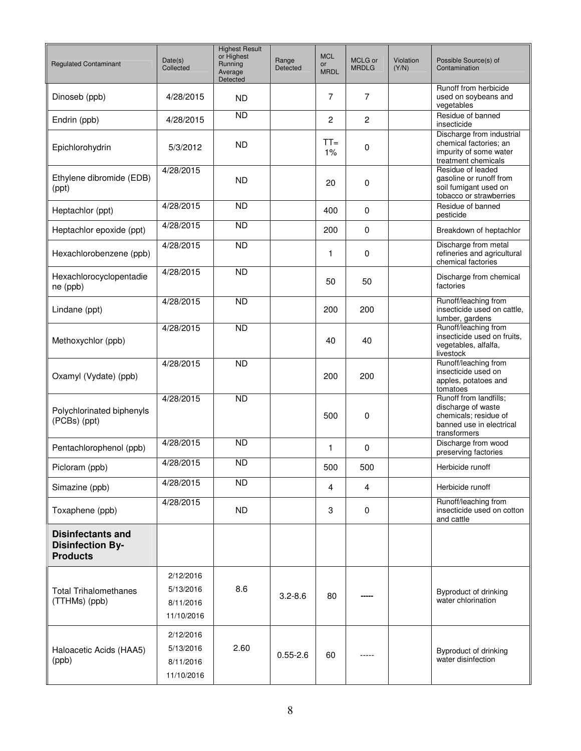| Regulated Contaminant | Date(s) Collected | Highest Result or Highest Running Average Detected | Range Detected | MCL or MRDL | MCLG or MRDLG | Violation (Y/N) | Possible Source(s) of Contamination |
|---|---|---|---|---|---|---|---|
| Dinoseb (ppb) | 4/28/2015 | ND | | 7 | 7 | | Runoff from herbicide used on soybeans and vegetables |
| Endrin (ppb) | 4/28/2015 | ND | | 2 | 2 | | Residue of banned insecticide |
| Epichlorohydrin | 5/3/2012 | ND | | TT= 1% | 0 | | Discharge from industrial chemical factories; an impurity of some water treatment chemicals |
| Ethylene dibromide (EDB) (ppt) | 4/28/2015 | ND | | 20 | 0 | | Residue of leaded gasoline or runoff from soil fumigant used on tobacco or strawberries |
| Heptachlor (ppt) | 4/28/2015 | ND | | 400 | 0 | | Residue of banned pesticide |
| Heptachlor epoxide (ppt) | 4/28/2015 | ND | | 200 | 0 | | Breakdown of heptachlor |
| Hexachlorobenzene (ppb) | 4/28/2015 | ND | | 1 | 0 | | Discharge from metal refineries and agricultural chemical factories |
| Hexachlorocyclopentadiene (ppb) | 4/28/2015 | ND | | 50 | 50 | | Discharge from chemical factories |
| Lindane (ppt) | 4/28/2015 | ND | | 200 | 200 | | Runoff/leaching from insecticide used on cattle, lumber, gardens |
| Methoxychlor (ppb) | 4/28/2015 | ND | | 40 | 40 | | Runoff/leaching from insecticide used on fruits, vegetables, alfalfa, livestock |
| Oxamyl (Vydate) (ppb) | 4/28/2015 | ND | | 200 | 200 | | Runoff/leaching from insecticide used on apples, potatoes and tomatoes |
| Polychlorinated biphenyls (PCBs) (ppt) | 4/28/2015 | ND | | 500 | 0 | | Runoff from landfills; discharge of waste chemicals; residue of banned use in electrical transformers |
| Pentachlorophenol (ppb) | 4/28/2015 | ND | | 1 | 0 | | Discharge from wood preserving factories |
| Picloram (ppb) | 4/28/2015 | ND | | 500 | 500 | | Herbicide runoff |
| Simazine (ppb) | 4/28/2015 | ND | | 4 | 4 | | Herbicide runoff |
| Toxaphene (ppb) | 4/28/2015 | ND | | 3 | 0 | | Runoff/leaching from insecticide used on cotton and cattle |
| **Disinfectants and Disinfection By-Products** | | | | | | | |
| Total Trihalomethanes (TTHMs) (ppb) | 2/12/2016<br>5/13/2016<br>8/11/2016<br>11/10/2016 | 8.6 | 3.2-8.6 | 80 | ----- | | Byproduct of drinking water chlorination |
| Haloacetic Acids (HAA5) (ppb) | 2/12/2016<br>5/13/2016<br>8/11/2016<br>11/10/2016 | 2.60 | 0.55-2.6 | 60 | ----- | | Byproduct of drinking water disinfection |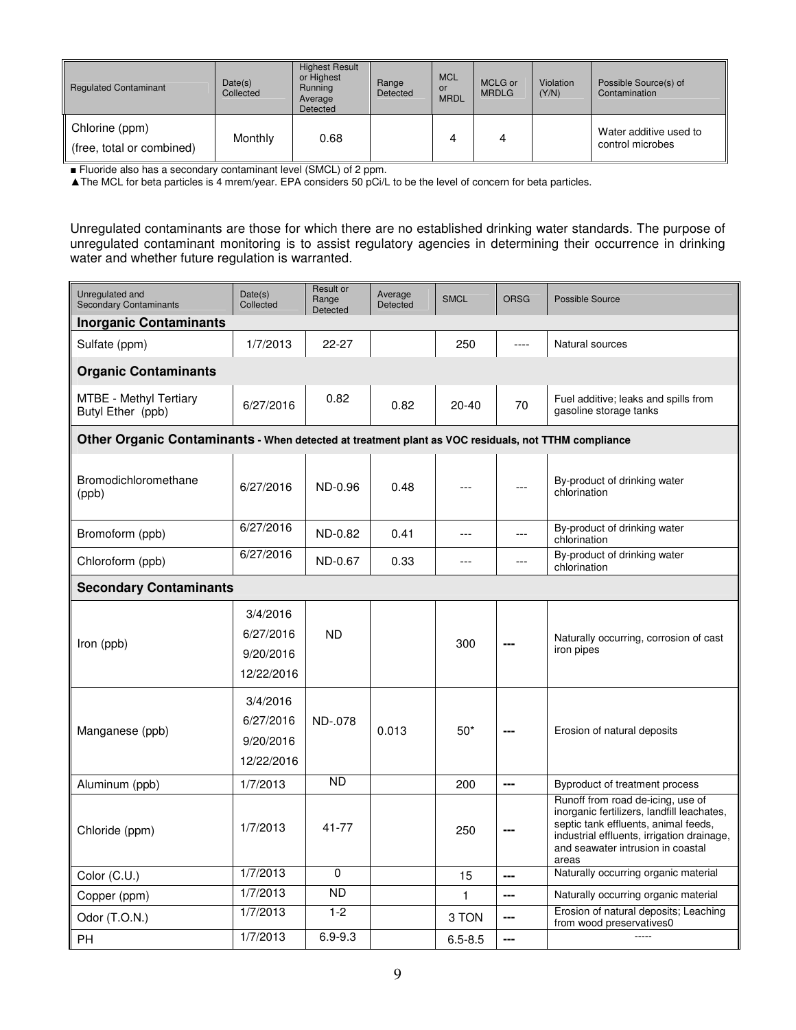| Regulated Contaminant | Date(s) Collected | Highest Result or Highest Running Average Detected | Range Detected | MCL or MRDL | MCLG or MRDLG | Violation (Y/N) | Possible Source(s) of Contamination |
|---|---|---|---|---|---|---|---|
| Chlorine (ppm) (free, total or combined) | Monthly | 0.68 | | 4 | 4 | | Water additive used to control microbes |

■ Fluoride also has a secondary contaminant level (SMCL) of 2 ppm.

▲The MCL for beta particles is 4 mrem/year. EPA considers 50 pCi/L to be the level of concern for beta particles.

Unregulated contaminants are those for which there are no established drinking water standards. The purpose of unregulated contaminant monitoring is to assist regulatory agencies in determining their occurrence in drinking water and whether future regulation is warranted.

| Unregulated and Secondary Contaminants | Date(s) Collected | Result or Range Detected | Average Detected | SMCL | ORSG | Possible Source |
|---|---|---|---|---|---|---|
| **Inorganic Contaminants** | | | | | | |
| Sulfate (ppm) | 1/7/2013 | 22-27 | | 250 | ---- | Natural sources |
| **Organic Contaminants** | | | | | | |
| MTBE - Methyl Tertiary Butyl Ether (ppb) | 6/27/2016 | 0.82 | 0.82 | 20-40 | 70 | Fuel additive; leaks and spills from gasoline storage tanks |
| **Other Organic Contaminants - When detected at treatment plant as VOC residuals, not TTHM compliance** | | | | | | |
| Bromodichloromethane (ppb) | 6/27/2016 | ND-0.96 | 0.48 | --- | --- | By-product of drinking water chlorination |
| Bromoform (ppb) | 6/27/2016 | ND-0.82 | 0.41 | --- | --- | By-product of drinking water chlorination |
| Chloroform (ppb) | 6/27/2016 | ND-0.67 | 0.33 | --- | --- | By-product of drinking water chlorination |
| **Secondary Contaminants** | | | | | | |
| Iron (ppb) | 3/4/2016 6/27/2016 9/20/2016 12/22/2016 | ND | | 300 | --- | Naturally occurring, corrosion of cast iron pipes |
| Manganese (ppb) | 3/4/2016 6/27/2016 9/20/2016 12/22/2016 | ND-.078 | 0.013 | 50* | --- | Erosion of natural deposits |
| Aluminum (ppb) | 1/7/2013 | ND | | 200 | --- | Byproduct of treatment process |
| Chloride (ppm) | 1/7/2013 | 41-77 | | 250 | --- | Runoff from road de-icing, use of inorganic fertilizers, landfill leachates, septic tank effluents, animal feeds, industrial effluents, irrigation drainage, and seawater intrusion in coastal areas |
| Color (C.U.) | 1/7/2013 | 0 | | 15 | --- | Naturally occurring organic material |
| Copper (ppm) | 1/7/2013 | ND | | 1 | --- | Naturally occurring organic material |
| Odor (T.O.N.) | 1/7/2013 | 1-2 | | 3 TON | --- | Erosion of natural deposits; Leaching from wood preservatives0 |
| PH | 1/7/2013 | 6.9-9.3 | | 6.5-8.5 | --- | ----- |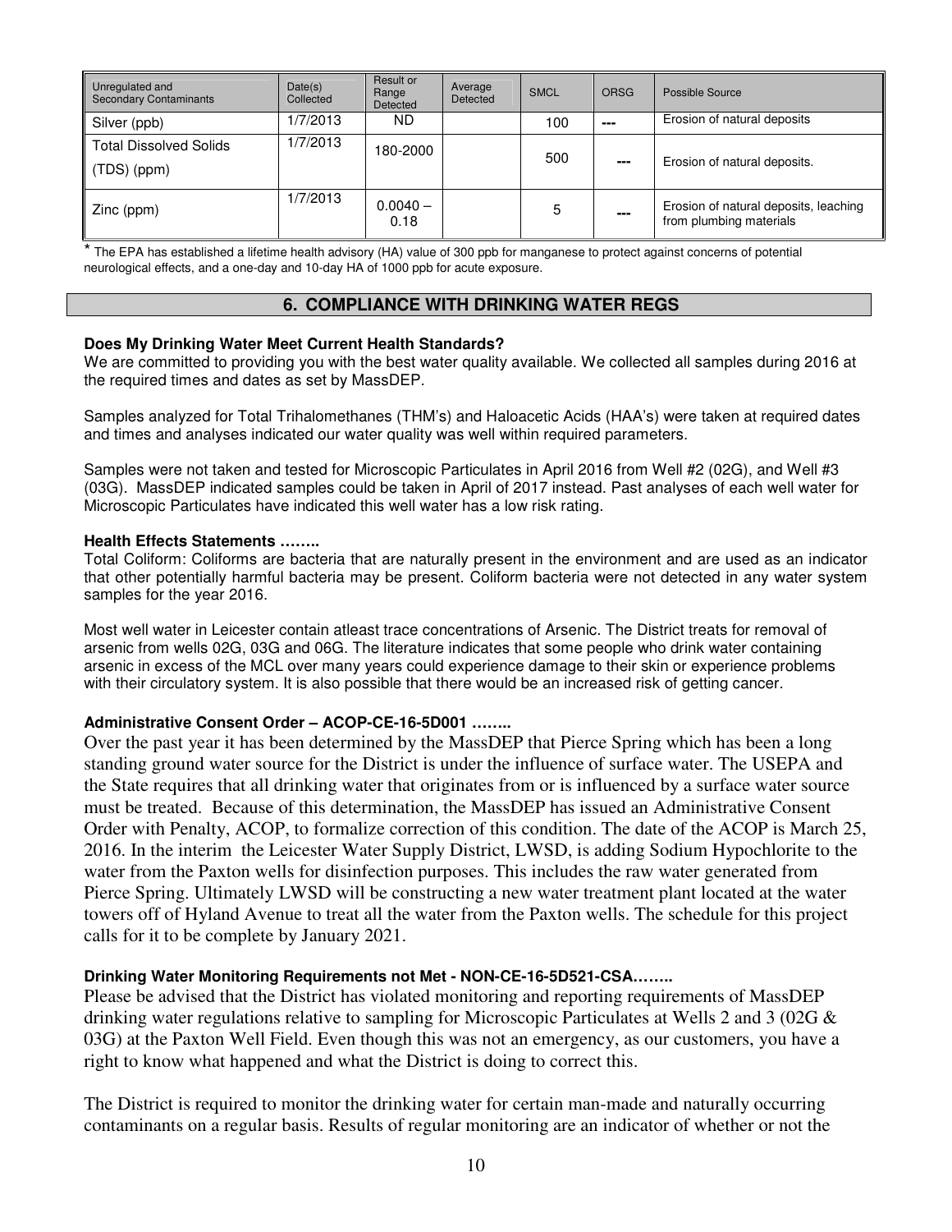| Unregulated and Secondary Contaminants | Date(s) Collected | Result or Range Detected | Average Detected | SMCL | ORSG | Possible Source |
|---|---|---|---|---|---|---|
| Silver (ppb) | 1/7/2013 | ND | | 100 | --- | Erosion of natural deposits |
| Total Dissolved Solids (TDS) (ppm) | 1/7/2013 | 180-2000 | | 500 | --- | Erosion of natural deposits. |
| Zinc (ppm) | 1/7/2013 | 0.0040 – 0.18 | | 5 | --- | Erosion of natural deposits, leaching from plumbing materials |

\* The EPA has established a lifetime health advisory (HA) value of 300 ppb for manganese to protect against concerns of potential neurological effects, and a one-day and 10-day HA of 1000 ppb for acute exposure.

## 6. COMPLIANCE WITH DRINKING WATER REGS

**Does My Drinking Water Meet Current Health Standards?**

We are committed to providing you with the best water quality available. We collected all samples during 2016 at the required times and dates as set by MassDEP.

Samples analyzed for Total Trihalomethanes (THM's) and Haloacetic Acids (HAA's) were taken at required dates and times and analyses indicated our water quality was well within required parameters.

Samples were not taken and tested for Microscopic Particulates in April 2016 from Well #2 (02G), and Well #3 (03G). MassDEP indicated samples could be taken in April of 2017 instead. Past analyses of each well water for Microscopic Particulates have indicated this well water has a low risk rating.

**Health Effects Statements ……..**

Total Coliform: Coliforms are bacteria that are naturally present in the environment and are used as an indicator that other potentially harmful bacteria may be present. Coliform bacteria were not detected in any water system samples for the year 2016.

Most well water in Leicester contain atleast trace concentrations of Arsenic. The District treats for removal of arsenic from wells 02G, 03G and 06G. The literature indicates that some people who drink water containing arsenic in excess of the MCL over many years could experience damage to their skin or experience problems with their circulatory system. It is also possible that there would be an increased risk of getting cancer.

**Administrative Consent Order – ACOP-CE-16-5D001 ……..**

Over the past year it has been determined by the MassDEP that Pierce Spring which has been a long standing ground water source for the District is under the influence of surface water. The USEPA and the State requires that all drinking water that originates from or is influenced by a surface water source must be treated. Because of this determination, the MassDEP has issued an Administrative Consent Order with Penalty, ACOP, to formalize correction of this condition. The date of the ACOP is March 25, 2016. In the interim the Leicester Water Supply District, LWSD, is adding Sodium Hypochlorite to the water from the Paxton wells for disinfection purposes. This includes the raw water generated from Pierce Spring. Ultimately LWSD will be constructing a new water treatment plant located at the water towers off of Hyland Avenue to treat all the water from the Paxton wells. The schedule for this project calls for it to be complete by January 2021.

**Drinking Water Monitoring Requirements not Met - NON-CE-16-5D521-CSA……..**

Please be advised that the District has violated monitoring and reporting requirements of MassDEP drinking water regulations relative to sampling for Microscopic Particulates at Wells 2 and 3 (02G & 03G) at the Paxton Well Field. Even though this was not an emergency, as our customers, you have a right to know what happened and what the District is doing to correct this.

The District is required to monitor the drinking water for certain man-made and naturally occurring contaminants on a regular basis. Results of regular monitoring are an indicator of whether or not the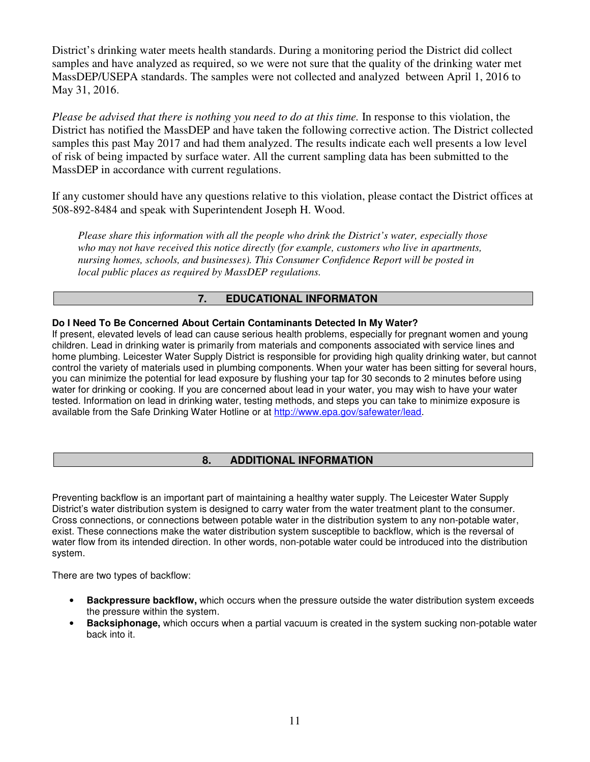District's drinking water meets health standards. During a monitoring period the District did collect samples and have analyzed as required, so we were not sure that the quality of the drinking water met MassDEP/USEPA standards. The samples were not collected and analyzed between April 1, 2016 to May 31, 2016.

*Please be advised that there is nothing you need to do at this time.* In response to this violation, the District has notified the MassDEP and have taken the following corrective action. The District collected samples this past May 2017 and had them analyzed. The results indicate each well presents a low level of risk of being impacted by surface water. All the current sampling data has been submitted to the MassDEP in accordance with current regulations.

If any customer should have any questions relative to this violation, please contact the District offices at 508-892-8484 and speak with Superintendent Joseph H. Wood.

> *Please share this information with all the people who drink the District's water, especially those who may not have received this notice directly (for example, customers who live in apartments, nursing homes, schools, and businesses). This Consumer Confidence Report will be posted in local public places as required by MassDEP regulations.*

## 7. EDUCATIONAL INFORMATON

**Do I Need To Be Concerned About Certain Contaminants Detected In My Water?**

If present, elevated levels of lead can cause serious health problems, especially for pregnant women and young children. Lead in drinking water is primarily from materials and components associated with service lines and home plumbing. Leicester Water Supply District is responsible for providing high quality drinking water, but cannot control the variety of materials used in plumbing components. When your water has been sitting for several hours, you can minimize the potential for lead exposure by flushing your tap for 30 seconds to 2 minutes before using water for drinking or cooking. If you are concerned about lead in your water, you may wish to have your water tested. Information on lead in drinking water, testing methods, and steps you can take to minimize exposure is available from the Safe Drinking Water Hotline or at http://www.epa.gov/safewater/lead.

## 8. ADDITIONAL INFORMATION

Preventing backflow is an important part of maintaining a healthy water supply. The Leicester Water Supply District's water distribution system is designed to carry water from the water treatment plant to the consumer. Cross connections, or connections between potable water in the distribution system to any non-potable water, exist. These connections make the water distribution system susceptible to backflow, which is the reversal of water flow from its intended direction. In other words, non-potable water could be introduced into the distribution system.

There are two types of backflow:

- **Backpressure backflow,** which occurs when the pressure outside the water distribution system exceeds the pressure within the system.
- **Backsiphonage,** which occurs when a partial vacuum is created in the system sucking non-potable water back into it.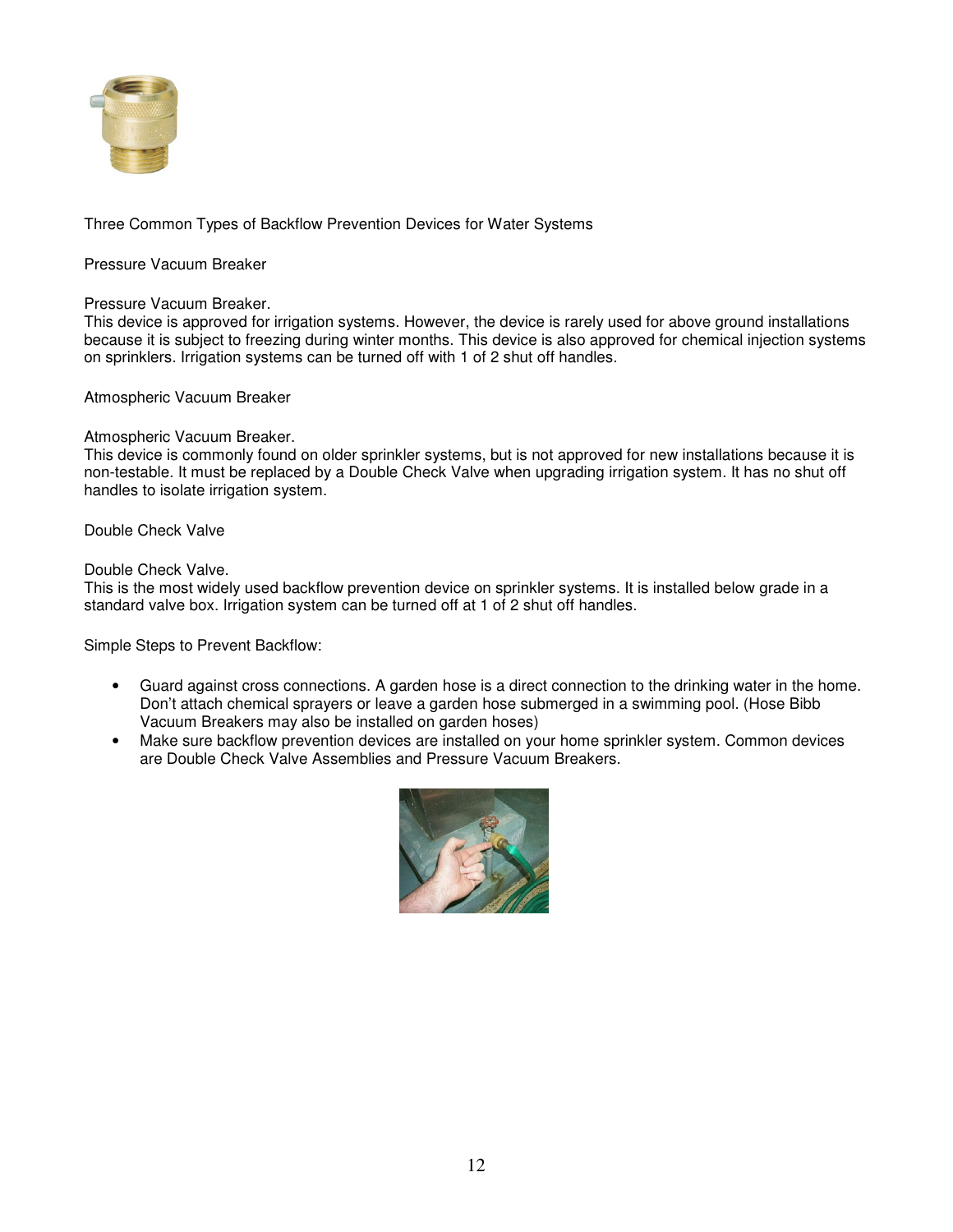Three Common Types of Backflow Prevention Devices for Water Systems

Pressure Vacuum Breaker

Pressure Vacuum Breaker.
This device is approved for irrigation systems. However, the device is rarely used for above ground installations because it is subject to freezing during winter months. This device is also approved for chemical injection systems on sprinklers. Irrigation systems can be turned off with 1 of 2 shut off handles.

Atmospheric Vacuum Breaker

Atmospheric Vacuum Breaker.
This device is commonly found on older sprinkler systems, but is not approved for new installations because it is non-testable. It must be replaced by a Double Check Valve when upgrading irrigation system. It has no shut off handles to isolate irrigation system.

Double Check Valve

Double Check Valve.
This is the most widely used backflow prevention device on sprinkler systems. It is installed below grade in a standard valve box. Irrigation system can be turned off at 1 of 2 shut off handles.

Simple Steps to Prevent Backflow:

- Guard against cross connections. A garden hose is a direct connection to the drinking water in the home. Don't attach chemical sprayers or leave a garden hose submerged in a swimming pool. (Hose Bibb Vacuum Breakers may also be installed on garden hoses)
- Make sure backflow prevention devices are installed on your home sprinkler system. Common devices are Double Check Valve Assemblies and Pressure Vacuum Breakers.